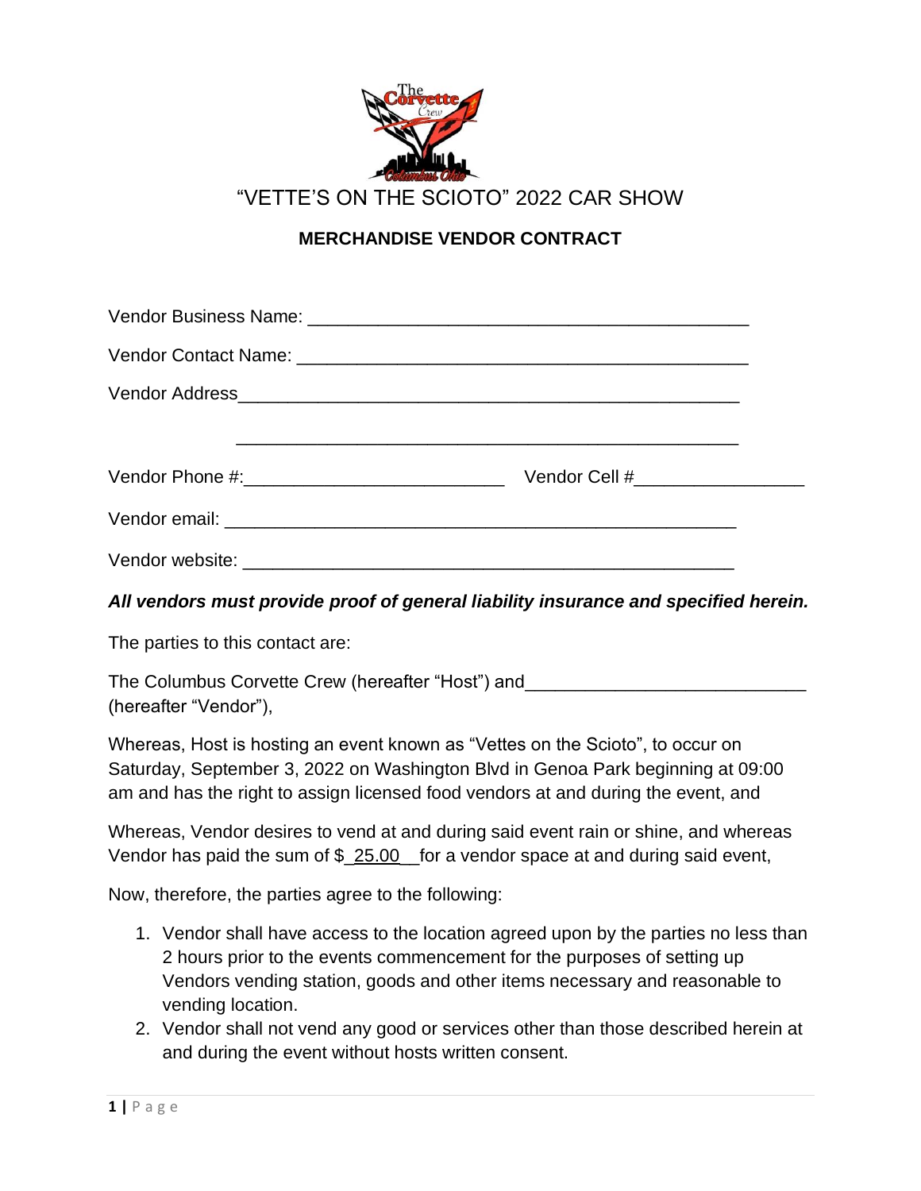# "VETTE'S ON THE SCIOTO" 2022 CAR SHOW

## MERCHANDISE VENDOR CONTRACT

Vendor Business Name: ____________________________________________

Vendor Contact Name: _____________________________________________

Vendor Address___________________________________________________

___________________________________________________

Vendor Phone #:_________________________ Vendor Cell #________________

Vendor email: ___________________________________________________

Vendor website: _________________________________________________

***All vendors must provide proof of general liability insurance and specified herein.***

The parties to this contact are:

The Columbus Corvette Crew (hereafter "Host") and___________________________ (hereafter "Vendor"),

Whereas, Host is hosting an event known as "Vettes on the Scioto", to occur on Saturday, September 3, 2022 on Washington Blvd in Genoa Park beginning at 09:00 am and has the right to assign licensed food vendors at and during the event, and

Whereas, Vendor desires to vend at and during said event rain or shine, and whereas Vendor has paid the sum of $_25.00__for a vendor space at and during said event,

Now, therefore, the parties agree to the following:

1. Vendor shall have access to the location agreed upon by the parties no less than 2 hours prior to the events commencement for the purposes of setting up Vendors vending station, goods and other items necessary and reasonable to vending location.
2. Vendor shall not vend any good or services other than those described herein at and during the event without hosts written consent.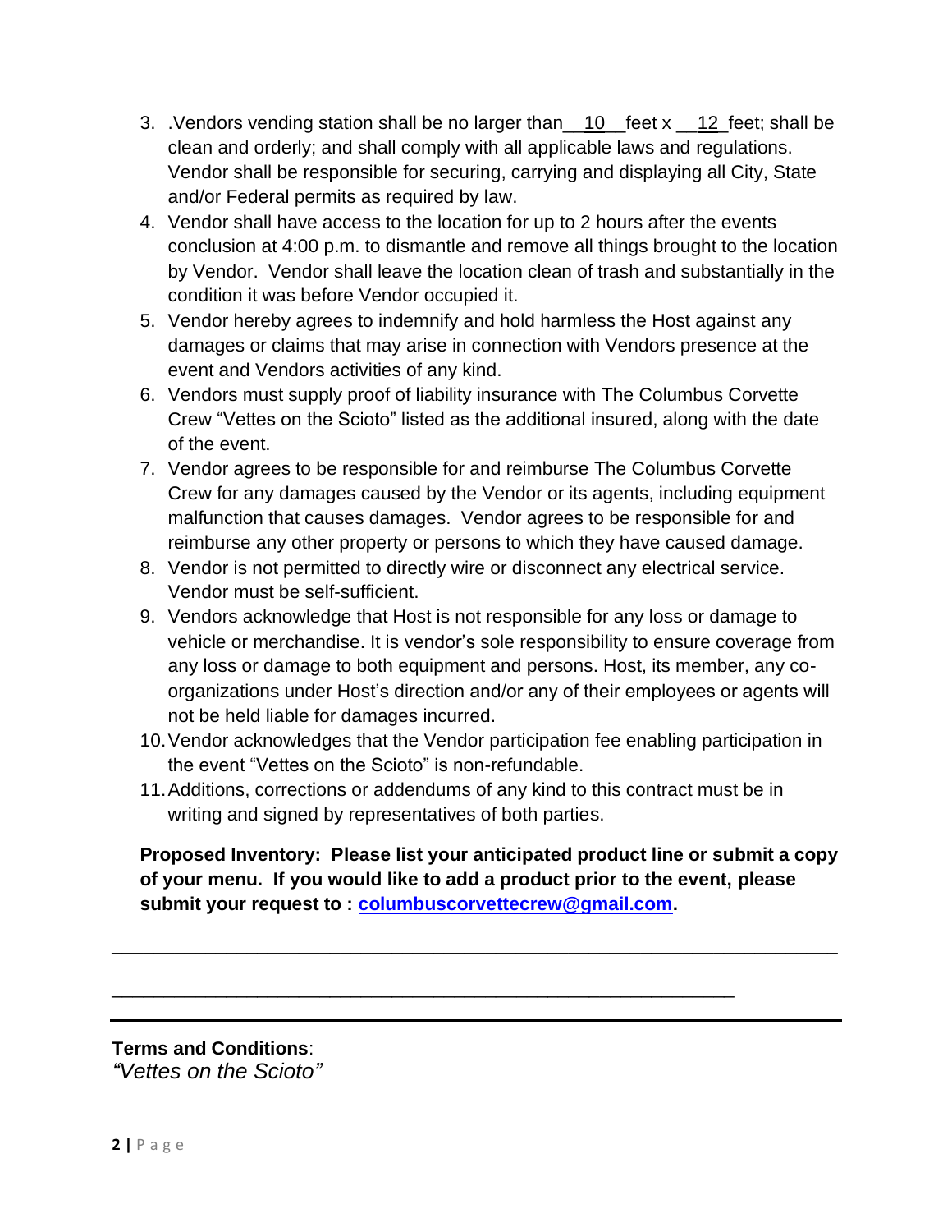3. .Vendors vending station shall be no larger than__10__feet x __12_feet; shall be clean and orderly; and shall comply with all applicable laws and regulations. Vendor shall be responsible for securing, carrying and displaying all City, State and/or Federal permits as required by law.
4. Vendor shall have access to the location for up to 2 hours after the events conclusion at 4:00 p.m. to dismantle and remove all things brought to the location by Vendor. Vendor shall leave the location clean of trash and substantially in the condition it was before Vendor occupied it.
5. Vendor hereby agrees to indemnify and hold harmless the Host against any damages or claims that may arise in connection with Vendors presence at the event and Vendors activities of any kind.
6. Vendors must supply proof of liability insurance with The Columbus Corvette Crew "Vettes on the Scioto" listed as the additional insured, along with the date of the event.
7. Vendor agrees to be responsible for and reimburse The Columbus Corvette Crew for any damages caused by the Vendor or its agents, including equipment malfunction that causes damages. Vendor agrees to be responsible for and reimburse any other property or persons to which they have caused damage.
8. Vendor is not permitted to directly wire or disconnect any electrical service. Vendor must be self-sufficient.
9. Vendors acknowledge that Host is not responsible for any loss or damage to vehicle or merchandise. It is vendor's sole responsibility to ensure coverage from any loss or damage to both equipment and persons. Host, its member, any co-organizations under Host's direction and/or any of their employees or agents will not be held liable for damages incurred.
10. Vendor acknowledges that the Vendor participation fee enabling participation in the event "Vettes on the Scioto" is non-refundable.
11. Additions, corrections or addendums of any kind to this contract must be in writing and signed by representatives of both parties.

**Proposed Inventory: Please list your anticipated product line or submit a copy of your menu. If you would like to add a product prior to the event, please submit your request to : [columbuscorvettecrew@gmail.com](mailto:columbuscorvettecrew@gmail.com).**

______________________________________________________________________

__________________________________________________________

---

**Terms and Conditions**:
*"Vettes on the Scioto"*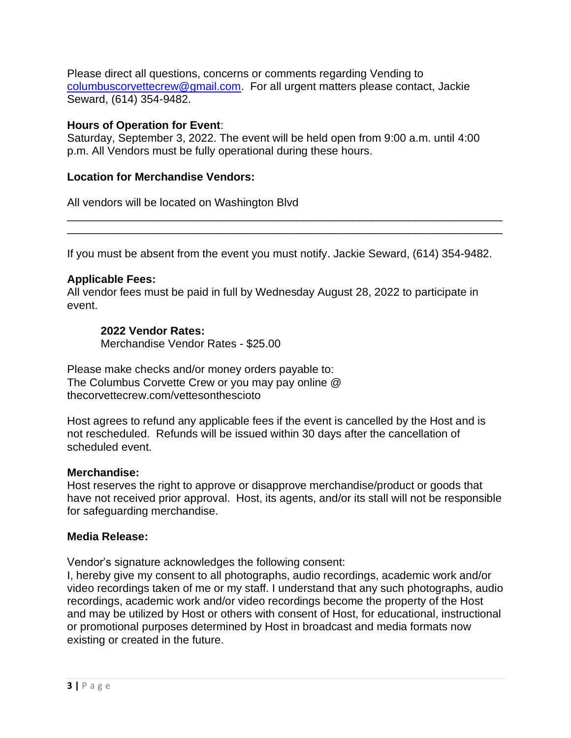Please direct all questions, concerns or comments regarding Vending to columbuscorvettecrew@gmail.com. For all urgent matters please contact, Jackie Seward, (614) 354-9482.

**Hours of Operation for Event**:
Saturday, September 3, 2022. The event will be held open from 9:00 a.m. until 4:00 p.m. All Vendors must be fully operational during these hours.

**Location for Merchandise Vendors:**

All vendors will be located on Washington Blvd

---

If you must be absent from the event you must notify. Jackie Seward, (614) 354-9482.

**Applicable Fees:**
All vendor fees must be paid in full by Wednesday August 28, 2022 to participate in event.

> **2022 Vendor Rates:**
> Merchandise Vendor Rates - $25.00

Please make checks and/or money orders payable to:
The Columbus Corvette Crew or you may pay online @ thecorvettecrew.com/vettesonthescioto

Host agrees to refund any applicable fees if the event is cancelled by the Host and is not rescheduled. Refunds will be issued within 30 days after the cancellation of scheduled event.

**Merchandise:**
Host reserves the right to approve or disapprove merchandise/product or goods that have not received prior approval. Host, its agents, and/or its stall will not be responsible for safeguarding merchandise.

**Media Release:**

Vendor's signature acknowledges the following consent:
I, hereby give my consent to all photographs, audio recordings, academic work and/or video recordings taken of me or my staff. I understand that any such photographs, audio recordings, academic work and/or video recordings become the property of the Host and may be utilized by Host or others with consent of Host, for educational, instructional or promotional purposes determined by Host in broadcast and media formats now existing or created in the future.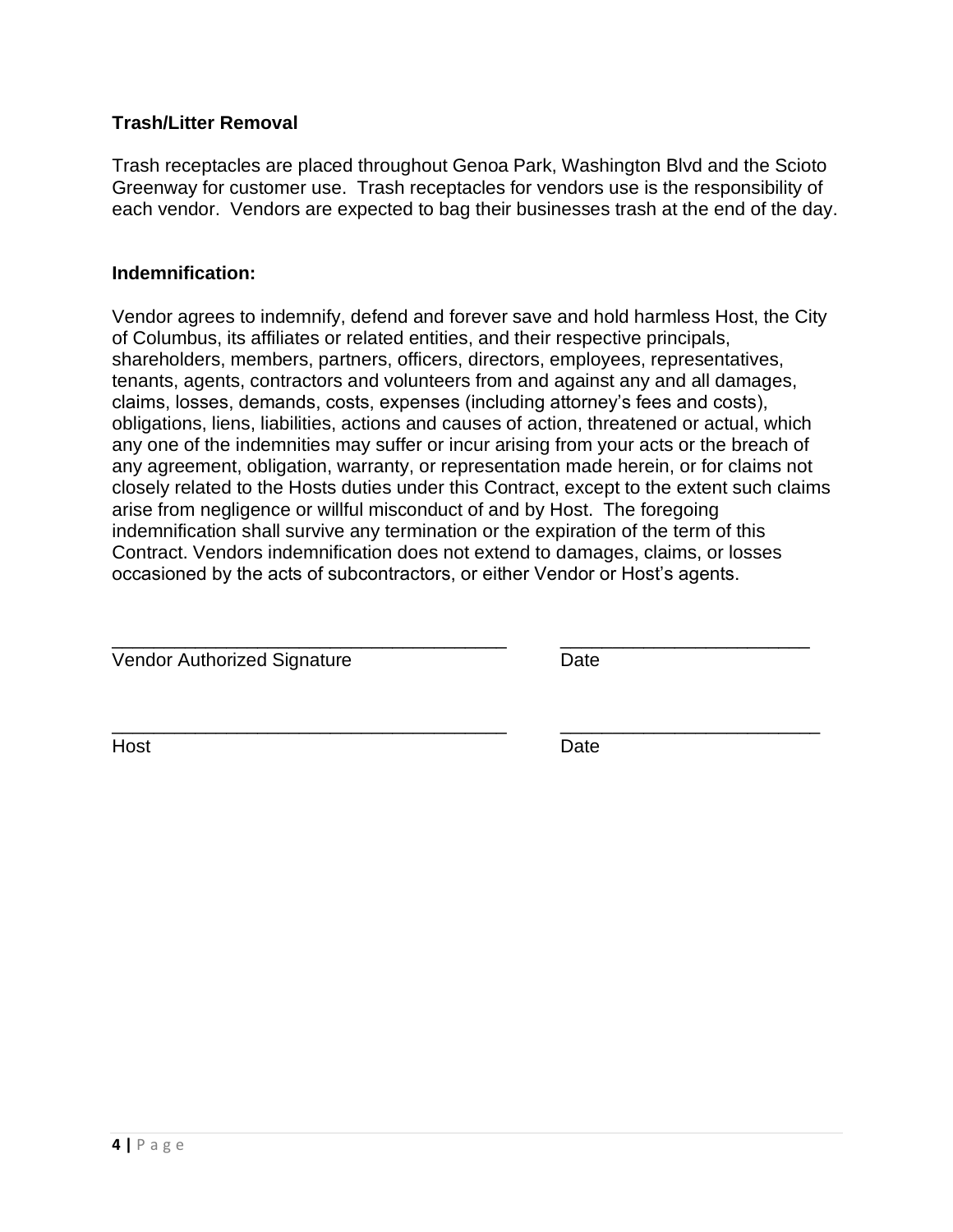**Trash/Litter Removal**

Trash receptacles are placed throughout Genoa Park, Washington Blvd and the Scioto Greenway for customer use. Trash receptacles for vendors use is the responsibility of each vendor. Vendors are expected to bag their businesses trash at the end of the day.

**Indemnification:**

Vendor agrees to indemnify, defend and forever save and hold harmless Host, the City of Columbus, its affiliates or related entities, and their respective principals, shareholders, members, partners, officers, directors, employees, representatives, tenants, agents, contractors and volunteers from and against any and all damages, claims, losses, demands, costs, expenses (including attorney's fees and costs), obligations, liens, liabilities, actions and causes of action, threatened or actual, which any one of the indemnities may suffer or incur arising from your acts or the breach of any agreement, obligation, warranty, or representation made herein, or for claims not closely related to the Hosts duties under this Contract, except to the extent such claims arise from negligence or willful misconduct of and by Host. The foregoing indemnification shall survive any termination or the expiration of the term of this Contract. Vendors indemnification does not extend to damages, claims, or losses occasioned by the acts of subcontractors, or either Vendor or Host's agents.

______________________________________ ________________________
Vendor Authorized Signature Date

______________________________________ ________________________
Host Date